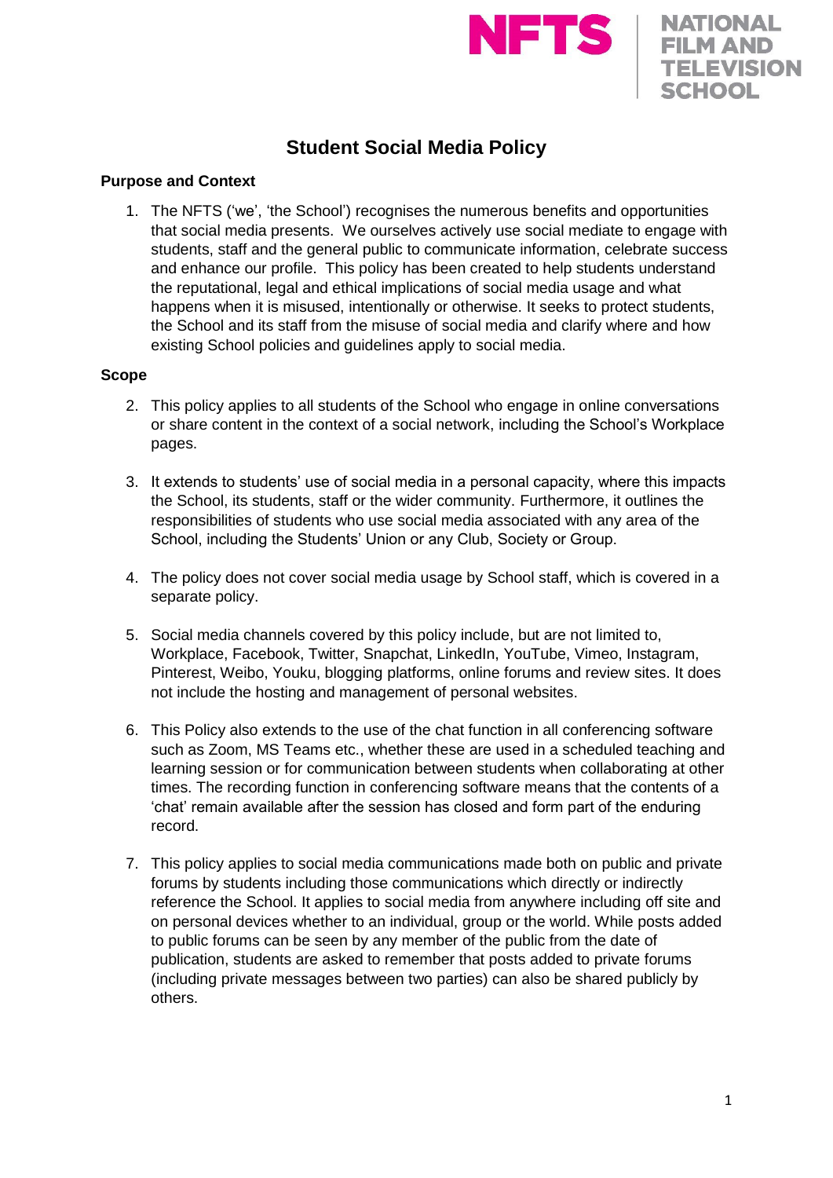NFTS NATIONAL FILM AND TELEVISION SCHOOL

# Student Social Media Policy

## Purpose and Context

1. The NFTS ('we', 'the School') recognises the numerous benefits and opportunities that social media presents. We ourselves actively use social mediate to engage with students, staff and the general public to communicate information, celebrate success and enhance our profile. This policy has been created to help students understand the reputational, legal and ethical implications of social media usage and what happens when it is misused, intentionally or otherwise. It seeks to protect students, the School and its staff from the misuse of social media and clarify where and how existing School policies and guidelines apply to social media.

## Scope

2. This policy applies to all students of the School who engage in online conversations or share content in the context of a social network, including the School's Workplace pages.

3. It extends to students' use of social media in a personal capacity, where this impacts the School, its students, staff or the wider community. Furthermore, it outlines the responsibilities of students who use social media associated with any area of the School, including the Students' Union or any Club, Society or Group.

4. The policy does not cover social media usage by School staff, which is covered in a separate policy.

5. Social media channels covered by this policy include, but are not limited to, Workplace, Facebook, Twitter, Snapchat, LinkedIn, YouTube, Vimeo, Instagram, Pinterest, Weibo, Youku, blogging platforms, online forums and review sites. It does not include the hosting and management of personal websites.

6. This Policy also extends to the use of the chat function in all conferencing software such as Zoom, MS Teams etc., whether these are used in a scheduled teaching and learning session or for communication between students when collaborating at other times. The recording function in conferencing software means that the contents of a 'chat' remain available after the session has closed and form part of the enduring record.

7. This policy applies to social media communications made both on public and private forums by students including those communications which directly or indirectly reference the School. It applies to social media from anywhere including off site and on personal devices whether to an individual, group or the world. While posts added to public forums can be seen by any member of the public from the date of publication, students are asked to remember that posts added to private forums (including private messages between two parties) can also be shared publicly by others.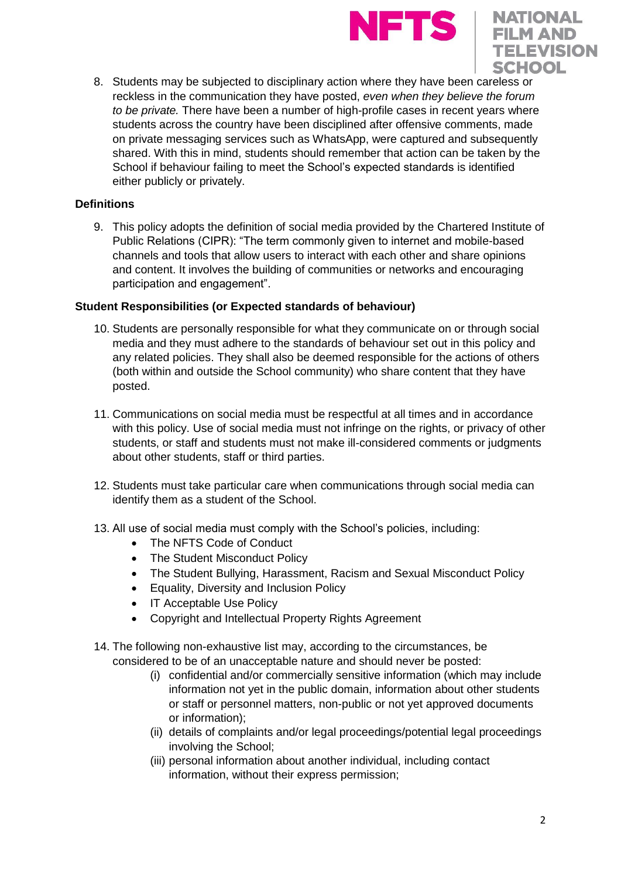8. Students may be subjected to disciplinary action where they have been careless or reckless in the communication they have posted, *even when they believe the forum to be private.* There have been a number of high-profile cases in recent years where students across the country have been disciplined after offensive comments, made on private messaging services such as WhatsApp, were captured and subsequently shared. With this in mind, students should remember that action can be taken by the School if behaviour failing to meet the School's expected standards is identified either publicly or privately.

**Definitions**

9. This policy adopts the definition of social media provided by the Chartered Institute of Public Relations (CIPR): "The term commonly given to internet and mobile-based channels and tools that allow users to interact with each other and share opinions and content. It involves the building of communities or networks and encouraging participation and engagement".

**Student Responsibilities (or Expected standards of behaviour)**

10. Students are personally responsible for what they communicate on or through social media and they must adhere to the standards of behaviour set out in this policy and any related policies. They shall also be deemed responsible for the actions of others (both within and outside the School community) who share content that they have posted.

11. Communications on social media must be respectful at all times and in accordance with this policy. Use of social media must not infringe on the rights, or privacy of other students, or staff and students must not make ill-considered comments or judgments about other students, staff or third parties.

12. Students must take particular care when communications through social media can identify them as a student of the School.

13. All use of social media must comply with the School's policies, including:
    - The NFTS Code of Conduct
    - The Student Misconduct Policy
    - The Student Bullying, Harassment, Racism and Sexual Misconduct Policy
    - Equality, Diversity and Inclusion Policy
    - IT Acceptable Use Policy
    - Copyright and Intellectual Property Rights Agreement

14. The following non-exhaustive list may, according to the circumstances, be considered to be of an unacceptable nature and should never be posted:
    - (i) confidential and/or commercially sensitive information (which may include information not yet in the public domain, information about other students or staff or personnel matters, non-public or not yet approved documents or information);
    - (ii) details of complaints and/or legal proceedings/potential legal proceedings involving the School;
    - (iii) personal information about another individual, including contact information, without their express permission;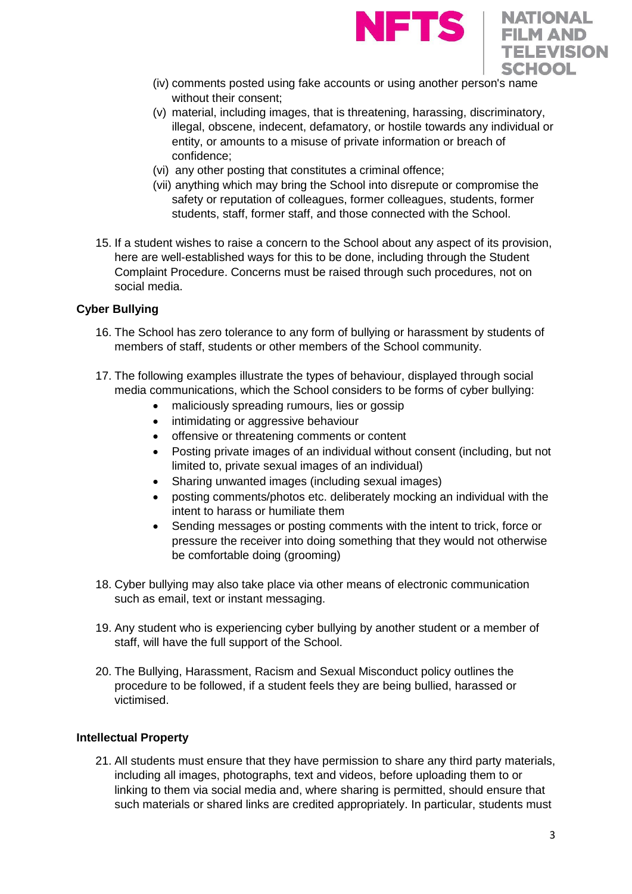(iv) comments posted using fake accounts or using another person's name without their consent;

(v) material, including images, that is threatening, harassing, discriminatory, illegal, obscene, indecent, defamatory, or hostile towards any individual or entity, or amounts to a misuse of private information or breach of confidence;

(vi) any other posting that constitutes a criminal offence;

(vii) anything which may bring the School into disrepute or compromise the safety or reputation of colleagues, former colleagues, students, former students, staff, former staff, and those connected with the School.

15. If a student wishes to raise a concern to the School about any aspect of its provision, here are well-established ways for this to be done, including through the Student Complaint Procedure. Concerns must be raised through such procedures, not on social media.

**Cyber Bullying**

16. The School has zero tolerance to any form of bullying or harassment by students of members of staff, students or other members of the School community.

17. The following examples illustrate the types of behaviour, displayed through social media communications, which the School considers to be forms of cyber bullying:
    - maliciously spreading rumours, lies or gossip
    - intimidating or aggressive behaviour
    - offensive or threatening comments or content
    - Posting private images of an individual without consent (including, but not limited to, private sexual images of an individual)
    - Sharing unwanted images (including sexual images)
    - posting comments/photos etc. deliberately mocking an individual with the intent to harass or humiliate them
    - Sending messages or posting comments with the intent to trick, force or pressure the receiver into doing something that they would not otherwise be comfortable doing (grooming)

18. Cyber bullying may also take place via other means of electronic communication such as email, text or instant messaging.

19. Any student who is experiencing cyber bullying by another student or a member of staff, will have the full support of the School.

20. The Bullying, Harassment, Racism and Sexual Misconduct policy outlines the procedure to be followed, if a student feels they are being bullied, harassed or victimised.

**Intellectual Property**

21. All students must ensure that they have permission to share any third party materials, including all images, photographs, text and videos, before uploading them to or linking to them via social media and, where sharing is permitted, should ensure that such materials or shared links are credited appropriately. In particular, students must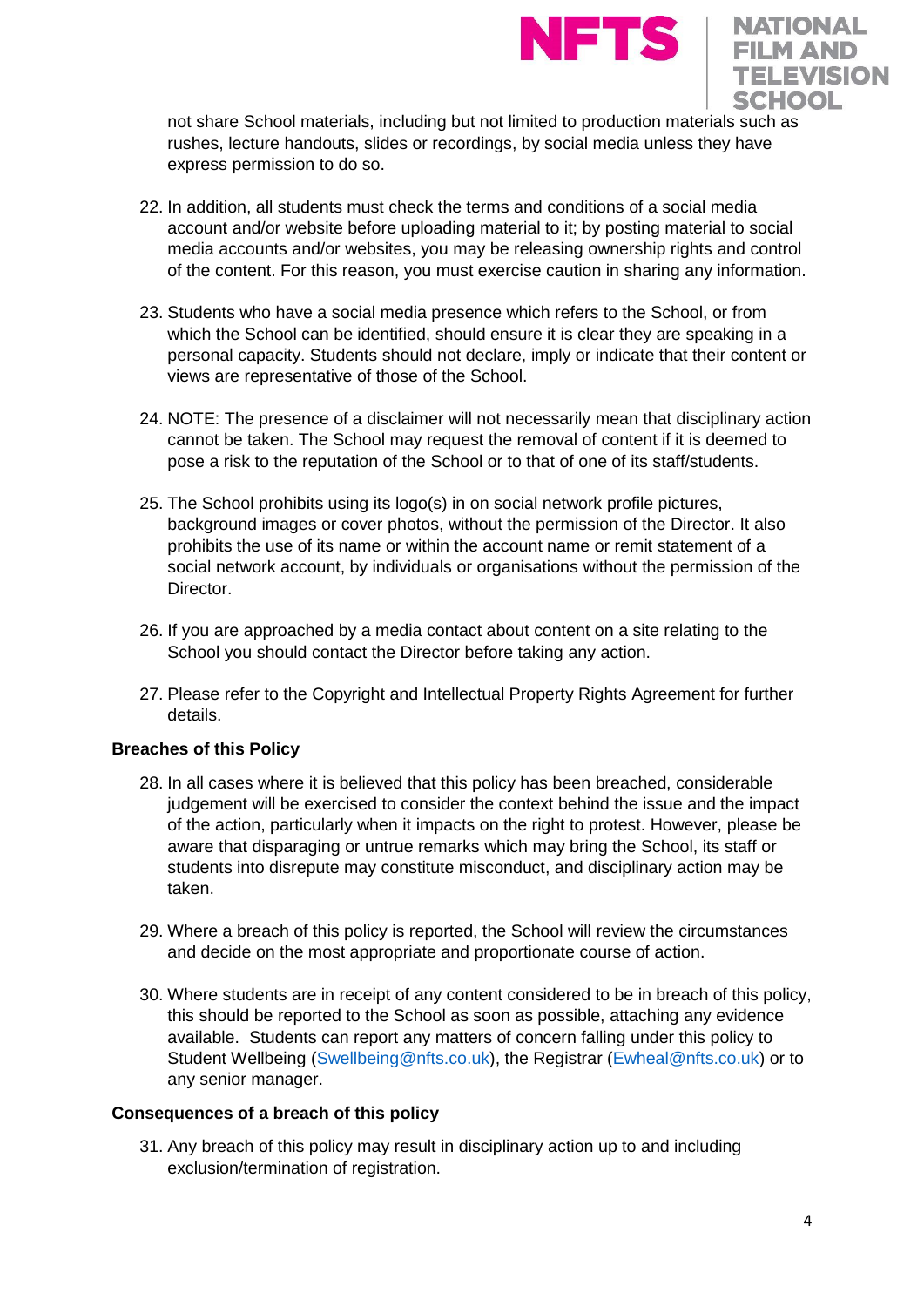not share School materials, including but not limited to production materials such as rushes, lecture handouts, slides or recordings, by social media unless they have express permission to do so.

22. In addition, all students must check the terms and conditions of a social media account and/or website before uploading material to it; by posting material to social media accounts and/or websites, you may be releasing ownership rights and control of the content. For this reason, you must exercise caution in sharing any information.

23. Students who have a social media presence which refers to the School, or from which the School can be identified, should ensure it is clear they are speaking in a personal capacity. Students should not declare, imply or indicate that their content or views are representative of those of the School.

24. NOTE: The presence of a disclaimer will not necessarily mean that disciplinary action cannot be taken. The School may request the removal of content if it is deemed to pose a risk to the reputation of the School or to that of one of its staff/students.

25. The School prohibits using its logo(s) in on social network profile pictures, background images or cover photos, without the permission of the Director. It also prohibits the use of its name or within the account name or remit statement of a social network account, by individuals or organisations without the permission of the Director.

26. If you are approached by a media contact about content on a site relating to the School you should contact the Director before taking any action.

27. Please refer to the Copyright and Intellectual Property Rights Agreement for further details.

**Breaches of this Policy**

28. In all cases where it is believed that this policy has been breached, considerable judgement will be exercised to consider the context behind the issue and the impact of the action, particularly when it impacts on the right to protest. However, please be aware that disparaging or untrue remarks which may bring the School, its staff or students into disrepute may constitute misconduct, and disciplinary action may be taken.

29. Where a breach of this policy is reported, the School will review the circumstances and decide on the most appropriate and proportionate course of action.

30. Where students are in receipt of any content considered to be in breach of this policy, this should be reported to the School as soon as possible, attaching any evidence available. Students can report any matters of concern falling under this policy to Student Wellbeing (Swellbeing@nfts.co.uk), the Registrar (Ewheal@nfts.co.uk) or to any senior manager.

**Consequences of a breach of this policy**

31. Any breach of this policy may result in disciplinary action up to and including exclusion/termination of registration.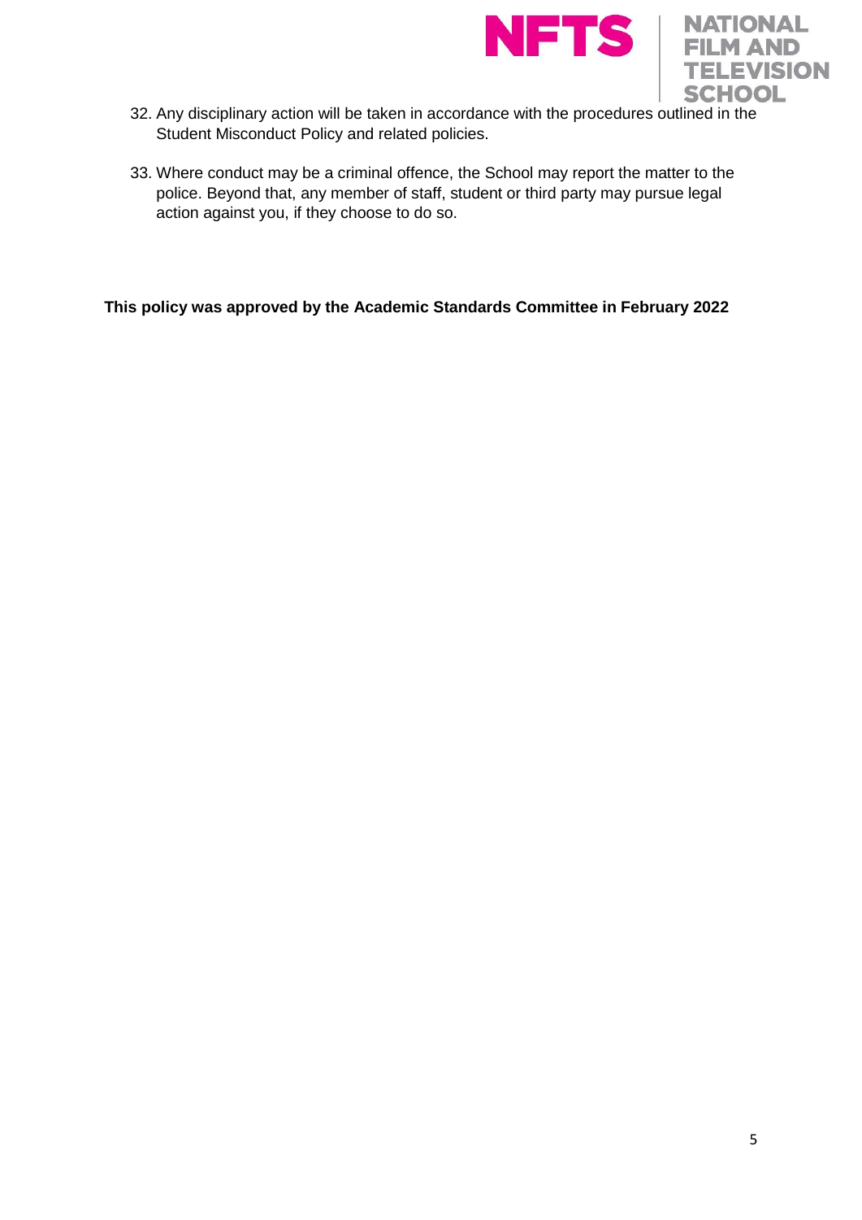32. Any disciplinary action will be taken in accordance with the procedures outlined in the Student Misconduct Policy and related policies.

33. Where conduct may be a criminal offence, the School may report the matter to the police. Beyond that, any member of staff, student or third party may pursue legal action against you, if they choose to do so.

**This policy was approved by the Academic Standards Committee in February 2022**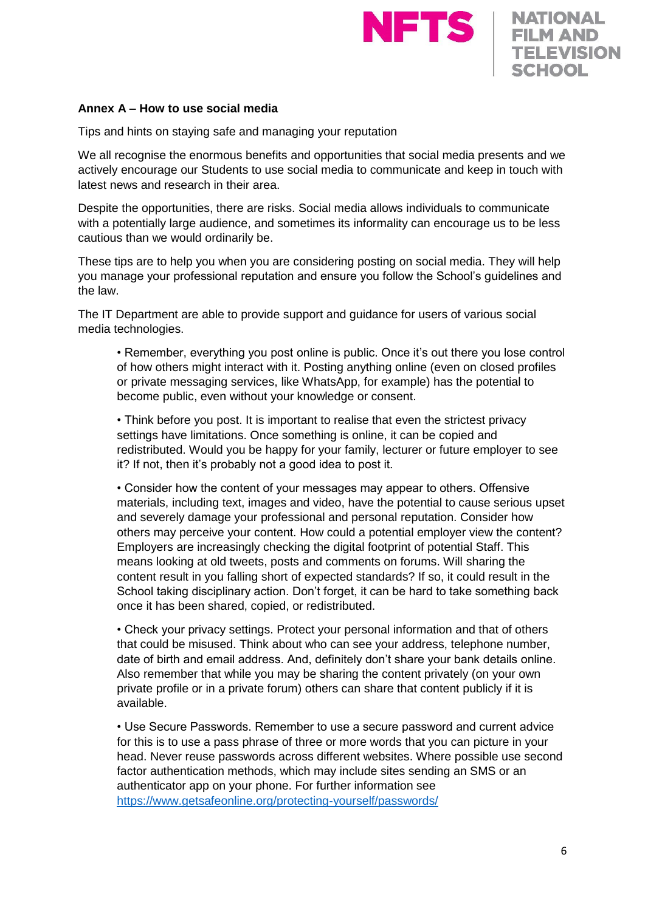**Annex A – How to use social media**

Tips and hints on staying safe and managing your reputation

We all recognise the enormous benefits and opportunities that social media presents and we actively encourage our Students to use social media to communicate and keep in touch with latest news and research in their area.

Despite the opportunities, there are risks. Social media allows individuals to communicate with a potentially large audience, and sometimes its informality can encourage us to be less cautious than we would ordinarily be.

These tips are to help you when you are considering posting on social media. They will help you manage your professional reputation and ensure you follow the School's guidelines and the law.

The IT Department are able to provide support and guidance for users of various social media technologies.

- Remember, everything you post online is public. Once it's out there you lose control of how others might interact with it. Posting anything online (even on closed profiles or private messaging services, like WhatsApp, for example) has the potential to become public, even without your knowledge or consent.

- Think before you post. It is important to realise that even the strictest privacy settings have limitations. Once something is online, it can be copied and redistributed. Would you be happy for your family, lecturer or future employer to see it? If not, then it's probably not a good idea to post it.

- Consider how the content of your messages may appear to others. Offensive materials, including text, images and video, have the potential to cause serious upset and severely damage your professional and personal reputation. Consider how others may perceive your content. How could a potential employer view the content? Employers are increasingly checking the digital footprint of potential Staff. This means looking at old tweets, posts and comments on forums. Will sharing the content result in you falling short of expected standards? If so, it could result in the School taking disciplinary action. Don't forget, it can be hard to take something back once it has been shared, copied, or redistributed.

- Check your privacy settings. Protect your personal information and that of others that could be misused. Think about who can see your address, telephone number, date of birth and email address. And, definitely don't share your bank details online. Also remember that while you may be sharing the content privately (on your own private profile or in a private forum) others can share that content publicly if it is available.

- Use Secure Passwords. Remember to use a secure password and current advice for this is to use a pass phrase of three or more words that you can picture in your head. Never reuse passwords across different websites. Where possible use second factor authentication methods, which may include sites sending an SMS or an authenticator app on your phone. For further information see https://www.getsafeonline.org/protecting-yourself/passwords/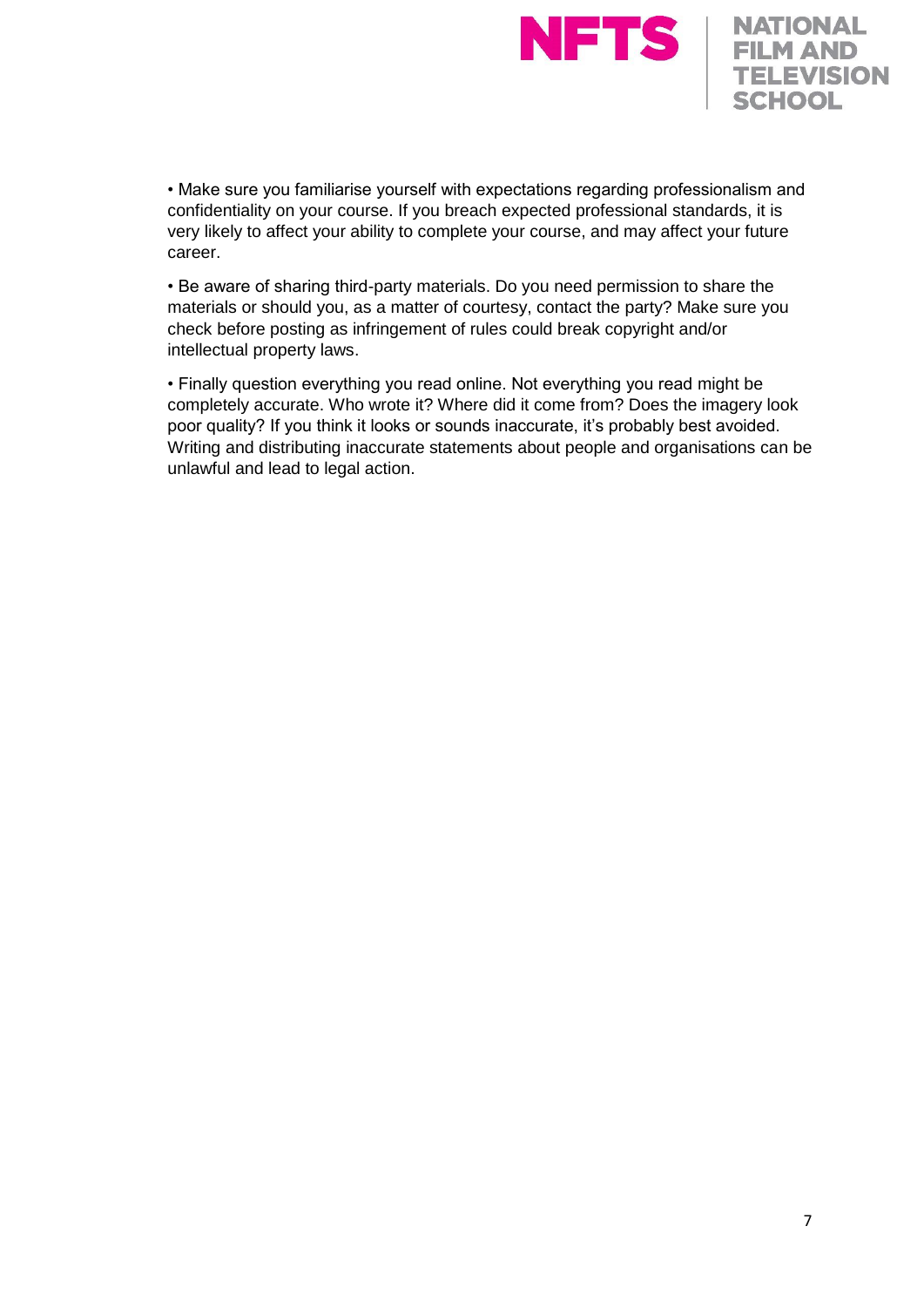- Make sure you familiarise yourself with expectations regarding professionalism and confidentiality on your course. If you breach expected professional standards, it is very likely to affect your ability to complete your course, and may affect your future career.

- Be aware of sharing third-party materials. Do you need permission to share the materials or should you, as a matter of courtesy, contact the party? Make sure you check before posting as infringement of rules could break copyright and/or intellectual property laws.

- Finally question everything you read online. Not everything you read might be completely accurate. Who wrote it? Where did it come from? Does the imagery look poor quality? If you think it looks or sounds inaccurate, it's probably best avoided. Writing and distributing inaccurate statements about people and organisations can be unlawful and lead to legal action.